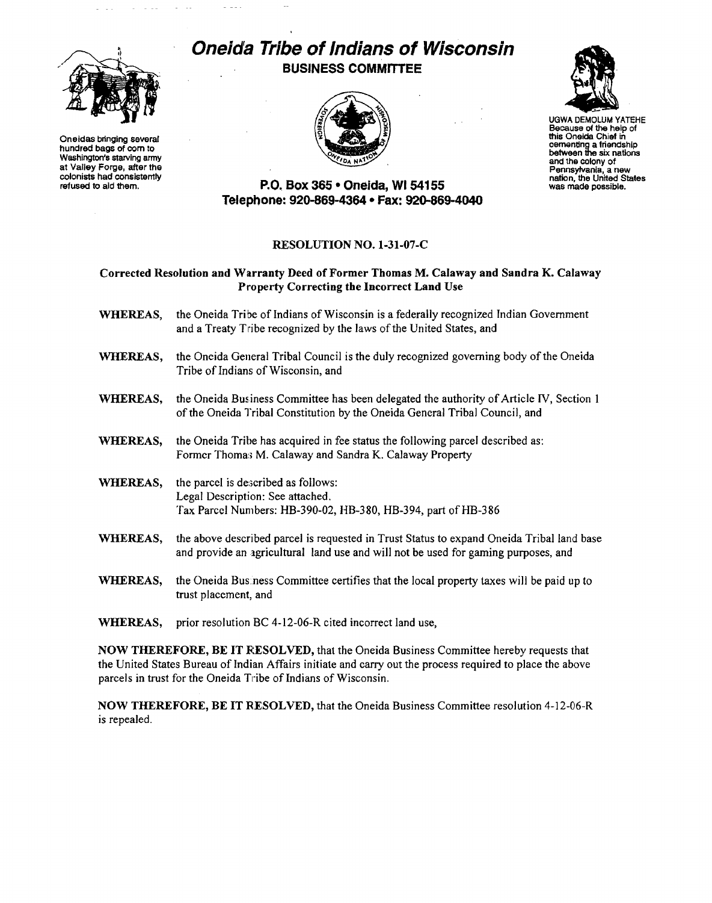# Oneida Tribe of Indians of Wisconsin

## BUSINESS COMMITTEE

Oneidas bringing several hundred bags of corn to Washington's starving army at Valley Forge, after the colonists had consistently refused to aid them.

UGWA DEMOLUM YATEHE
Because of the help of this Oneida Chief in cementing a friendship between the six nations and the colony of Pennsylvania, a new nation, the United States was made possible.

**P.O. Box 365 • Oneida, WI 54155**
**Telephone: 920-869-4364 • Fax: 920-869-4040**

### RESOLUTION NO. 1-31-07-C

### Corrected Resolution and Warranty Deed of Former Thomas M. Calaway and Sandra K. Calaway Property Correcting the Incorrect Land Use

**WHEREAS,** the Oneida Tribe of Indians of Wisconsin is a federally recognized Indian Government and a Treaty Tribe recognized by the laws of the United States, and

**WHEREAS,** the Oneida General Tribal Council is the duly recognized governing body of the Oneida Tribe of Indians of Wisconsin, and

**WHEREAS,** the Oneida Business Committee has been delegated the authority of Article IV, Section 1 of the Oneida Tribal Constitution by the Oneida General Tribal Council, and

**WHEREAS,** the Oneida Tribe has acquired in fee status the following parcel described as: Former Thomas M. Calaway and Sandra K. Calaway Property

**WHEREAS,** the parcel is described as follows:
Legal Description: See attached.
Tax Parcel Numbers: HB-390-02, HB-380, HB-394, part of HB-386

**WHEREAS,** the above described parcel is requested in Trust Status to expand Oneida Tribal land base and provide an agricultural land use and will not be used for gaming purposes, and

**WHEREAS,** the Oneida Business Committee certifies that the local property taxes will be paid up to trust placement, and

**WHEREAS,** prior resolution BC 4-12-06-R cited incorrect land use,

**NOW THEREFORE, BE IT RESOLVED,** that the Oneida Business Committee hereby requests that the United States Bureau of Indian Affairs initiate and carry out the process required to place the above parcels in trust for the Oneida Tribe of Indians of Wisconsin.

**NOW THEREFORE, BE IT RESOLVED,** that the Oneida Business Committee resolution 4-12-06-R is repealed.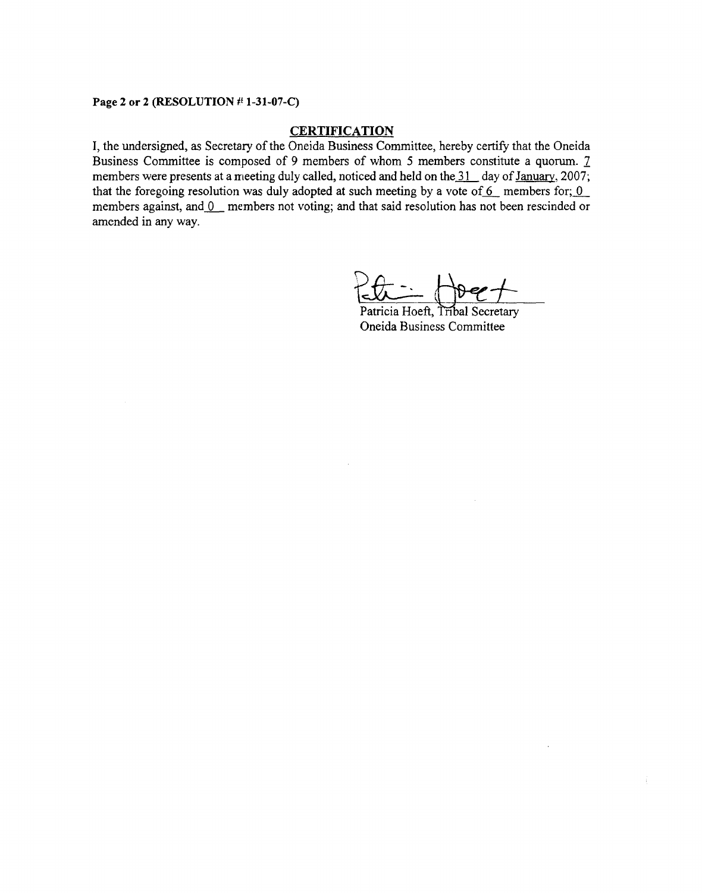**Page 2 or 2 (RESOLUTION # 1-31-07-C)**

## CERTIFICATION

I, the undersigned, as Secretary of the Oneida Business Committee, hereby certify that the Oneida Business Committee is composed of 9 members of whom 5 members constitute a quorum. 7 members were presents at a meeting duly called, noticed and held on the 31 day of January, 2007; that the foregoing resolution was duly adopted at such meeting by a vote of 6 members for; 0 members against, and 0 members not voting; and that said resolution has not been rescinded or amended in any way.

Patricia Hoeft, Tribal Secretary
Oneida Business Committee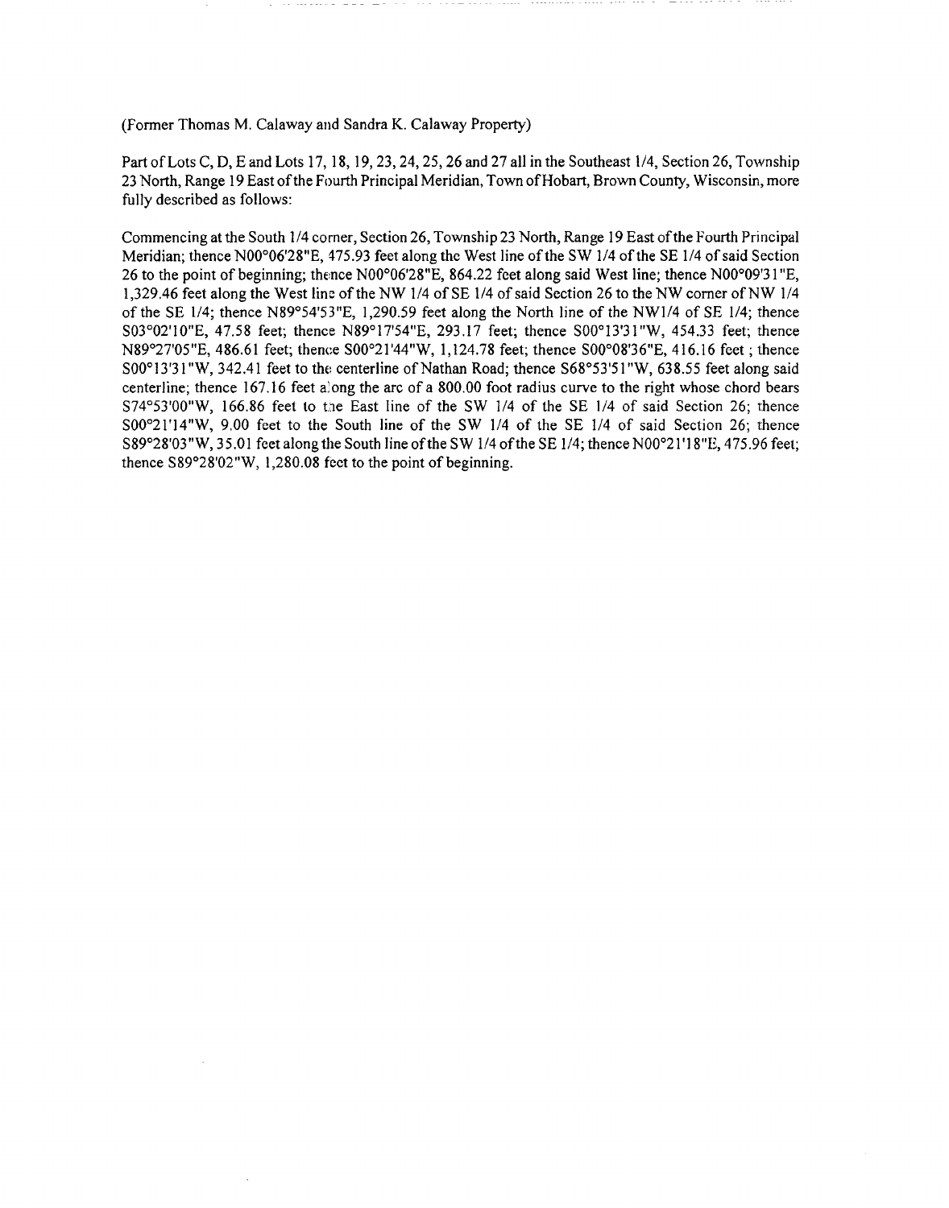(Former Thomas M. Calaway and Sandra K. Calaway Property)

Part of Lots C, D, E and Lots 17, 18, 19, 23, 24, 25, 26 and 27 all in the Southeast 1/4, Section 26, Township 23 North, Range 19 East of the Fourth Principal Meridian, Town of Hobart, Brown County, Wisconsin, more fully described as follows:

Commencing at the South 1/4 corner, Section 26, Township 23 North, Range 19 East of the Fourth Principal Meridian; thence N00°06'28"E, 475.93 feet along the West line of the SW 1/4 of the SE 1/4 of said Section 26 to the point of beginning; thence N00°06'28"E, 864.22 feet along said West line; thence N00°09'31"E, 1,329.46 feet along the West line of the NW 1/4 of SE 1/4 of said Section 26 to the NW corner of NW 1/4 of the SE 1/4; thence N89°54'53"E, 1,290.59 feet along the North line of the NW1/4 of SE 1/4; thence S03°02'10"E, 47.58 feet; thence N89°17'54"E, 293.17 feet; thence S00°13'31"W, 454.33 feet; thence N89°27'05"E, 486.61 feet; thence S00°21'44"W, 1,124.78 feet; thence S00°08'36"E, 416.16 feet ; thence S00°13'31"W, 342.41 feet to the centerline of Nathan Road; thence S68°53'51"W, 638.55 feet along said centerline; thence 167.16 feet along the arc of a 800.00 foot radius curve to the right whose chord bears S74°53'00"W, 166.86 feet to the East line of the SW 1/4 of the SE 1/4 of said Section 26; thence S00°21'14"W, 9.00 feet to the South line of the SW 1/4 of the SE 1/4 of said Section 26; thence S89°28'03"W, 35.01 feet along the South line of the SW 1/4 of the SE 1/4; thence N00°21'18"E, 475.96 feet; thence S89°28'02"W, 1,280.08 feet to the point of beginning.